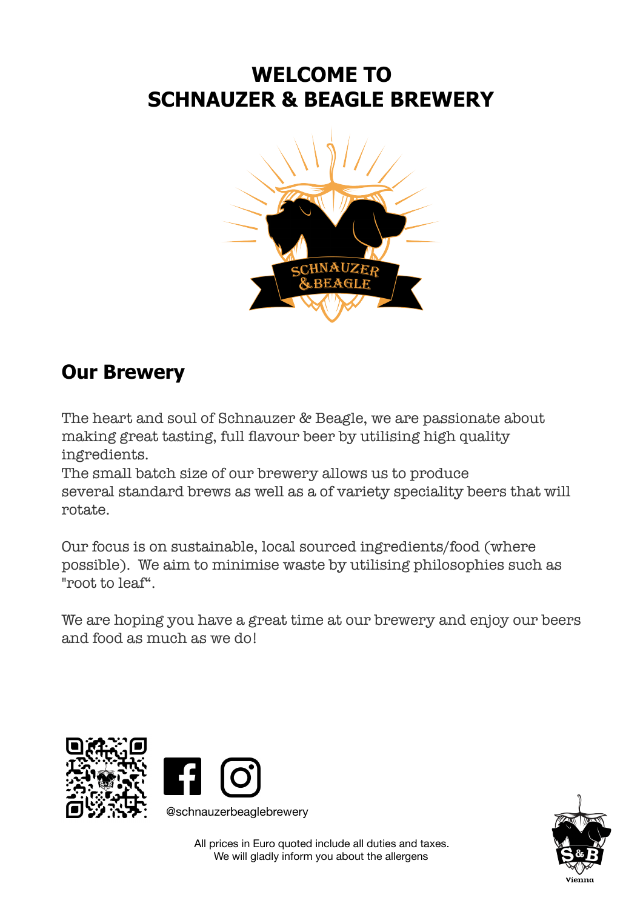# WELCOME TO
# SCHNAUZER & BEAGLE BREWERY

## Our Brewery

The heart and soul of Schnauzer & Beagle, we are passionate about making great tasting, full flavour beer by utilising high quality ingredients.
The small batch size of our brewery allows us to produce several standard brews as well as a of variety speciality beers that will rotate.

Our focus is on sustainable, local sourced ingredients/food (where possible). We aim to minimise waste by utilising philosophies such as "root to leaf".

We are hoping you have a great time at our brewery and enjoy our beers and food as much as we do!

@schnauzerbeaglebrewery

All prices in Euro quoted include all duties and taxes.
We will gladly inform you about the allergens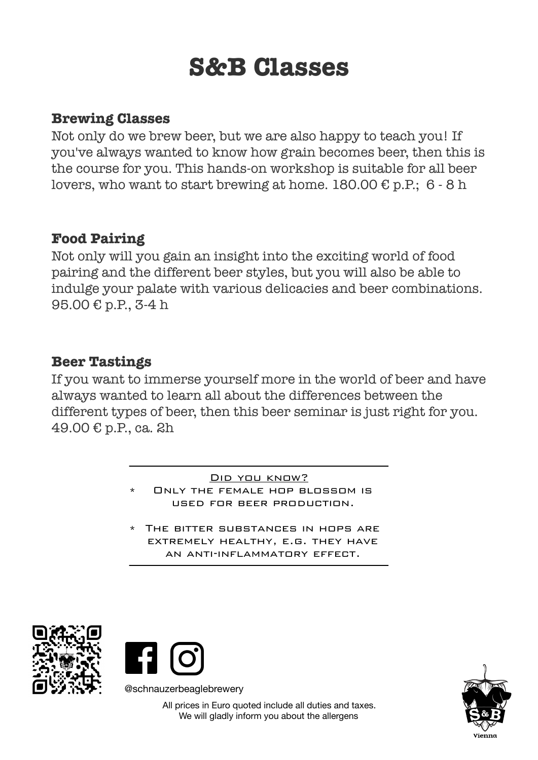# S&B Classes

### Brewing Classes

Not only do we brew beer, but we are also happy to teach you! If you've always wanted to know how grain becomes beer, then this is the course for you. This hands-on workshop is suitable for all beer lovers, who want to start brewing at home. 180.00 € p.P.;  6 - 8 h

### Food Pairing

Not only will you gain an insight into the exciting world of food pairing and the different beer styles, but you will also be able to indulge your palate with various delicacies and beer combinations. 95.00 € p.P., 3-4 h

### Beer Tastings

If you want to immerse yourself more in the world of beer and have always wanted to learn all about the differences between the different types of beer, then this beer seminar is just right for you. 49.00 € p.P., ca. 2h

---

Did you know?

* Only the female hop blossom is used for beer production.
* The bitter substances in hops are extremely healthy, e.g. they have an anti-inflammatory effect.

---

@schnauzerbeaglebrewery

All prices in Euro quoted include all duties and taxes.
We will gladly inform you about the allergens

S&B Vienna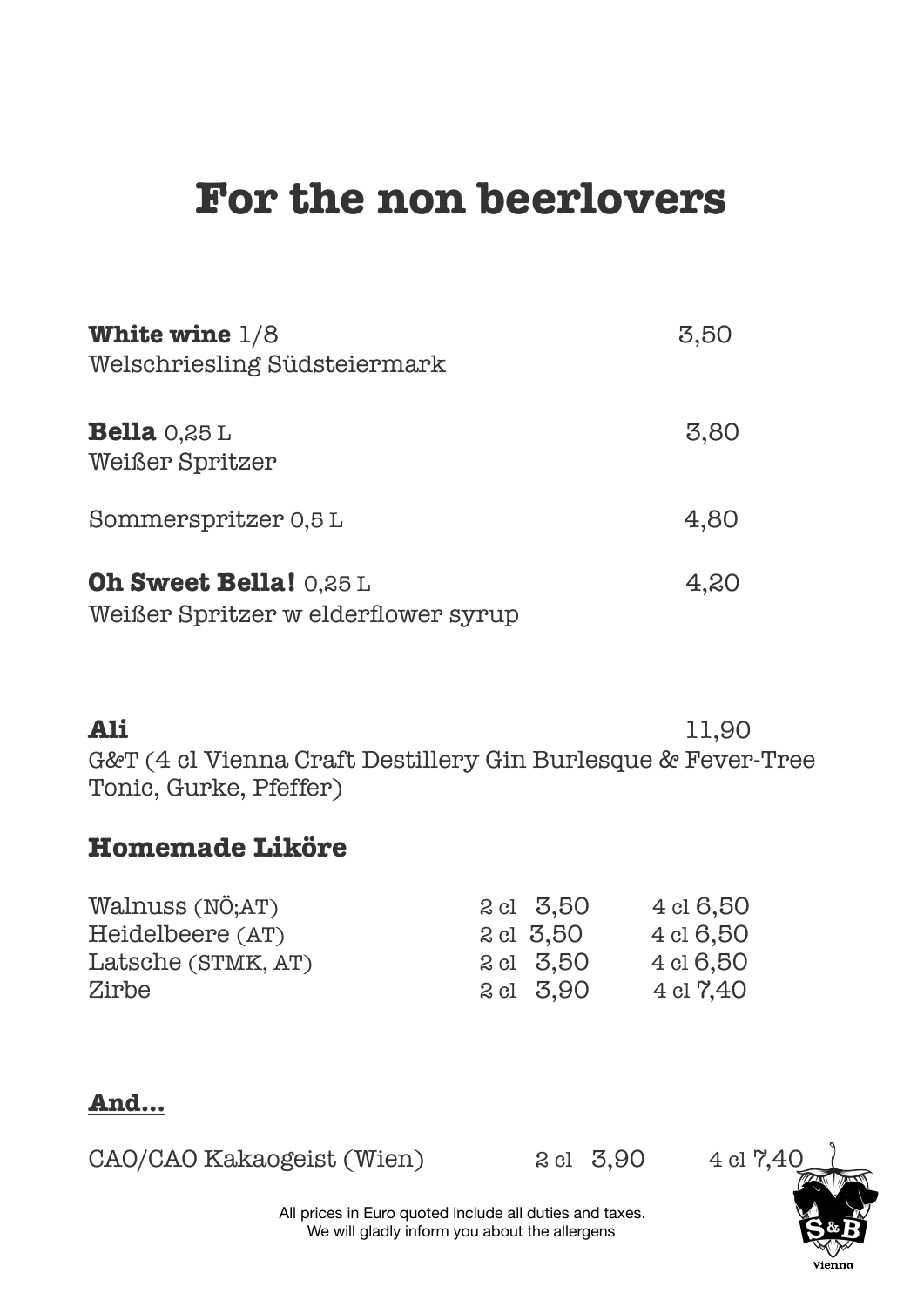# For the non beerlovers

**White wine** 1/8 — 3,50
Welschriesling Südsteiermark

**Bella** 0,25 L — 3,80
Weißer Spritzer

Sommerspritzer 0,5 L — 4,80

**Oh Sweet Bella!** 0,25 L — 4,20
Weißer Spritzer w elderflower syrup

**Ali** — 11,90
G&T (4 cl Vienna Craft Destillery Gin Burlesque & Fever-Tree Tonic, Gurke, Pfeffer)

## Homemade Liköre

| | 2 cl | 4 cl |
|---|---|---|
| Walnuss (NÖ;AT) | 3,50 | 6,50 |
| Heidelbeere (AT) | 3,50 | 6,50 |
| Latsche (STMK, AT) | 3,50 | 6,50 |
| Zirbe | 3,90 | 7,40 |

**And…**

| | 2 cl | 4 cl |
|---|---|---|
| CAO/CAO Kakaogeist (Wien) | 3,90 | 7,40 |

All prices in Euro quoted include all duties and taxes.
We will gladly inform you about the allergens

S&B Vienna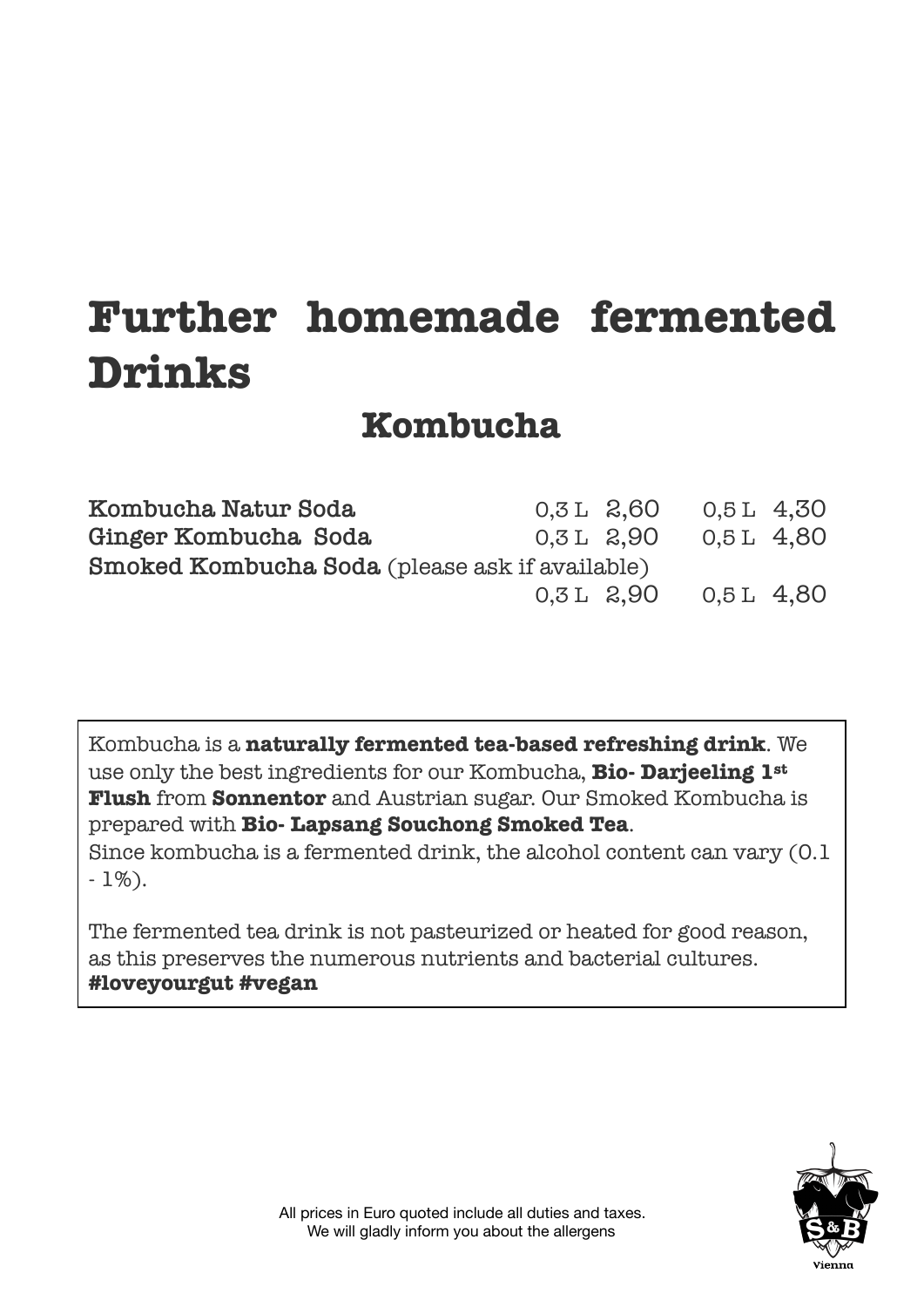# Further homemade fermented Drinks

## Kombucha

| | 0,3 L | 0,5 L |
|---|---|---|
| **Kombucha Natur Soda** | 2,60 | 4,30 |
| **Ginger Kombucha Soda** | 2,90 | 4,80 |
| **Smoked Kombucha Soda** (please ask if available) | 2,90 | 4,80 |

Kombucha is a **naturally fermented tea-based refreshing drink**. We use only the best ingredients for our Kombucha, **Bio- Darjeeling 1st Flush** from **Sonnentor** and Austrian sugar. Our Smoked Kombucha is prepared with **Bio- Lapsang Souchong Smoked Tea**.
Since kombucha is a fermented drink, the alcohol content can vary (0.1 - 1%).

The fermented tea drink is not pasteurized or heated for good reason, as this preserves the numerous nutrients and bacterial cultures. **#loveyourgut #vegan**

All prices in Euro quoted include all duties and taxes.
We will gladly inform you about the allergens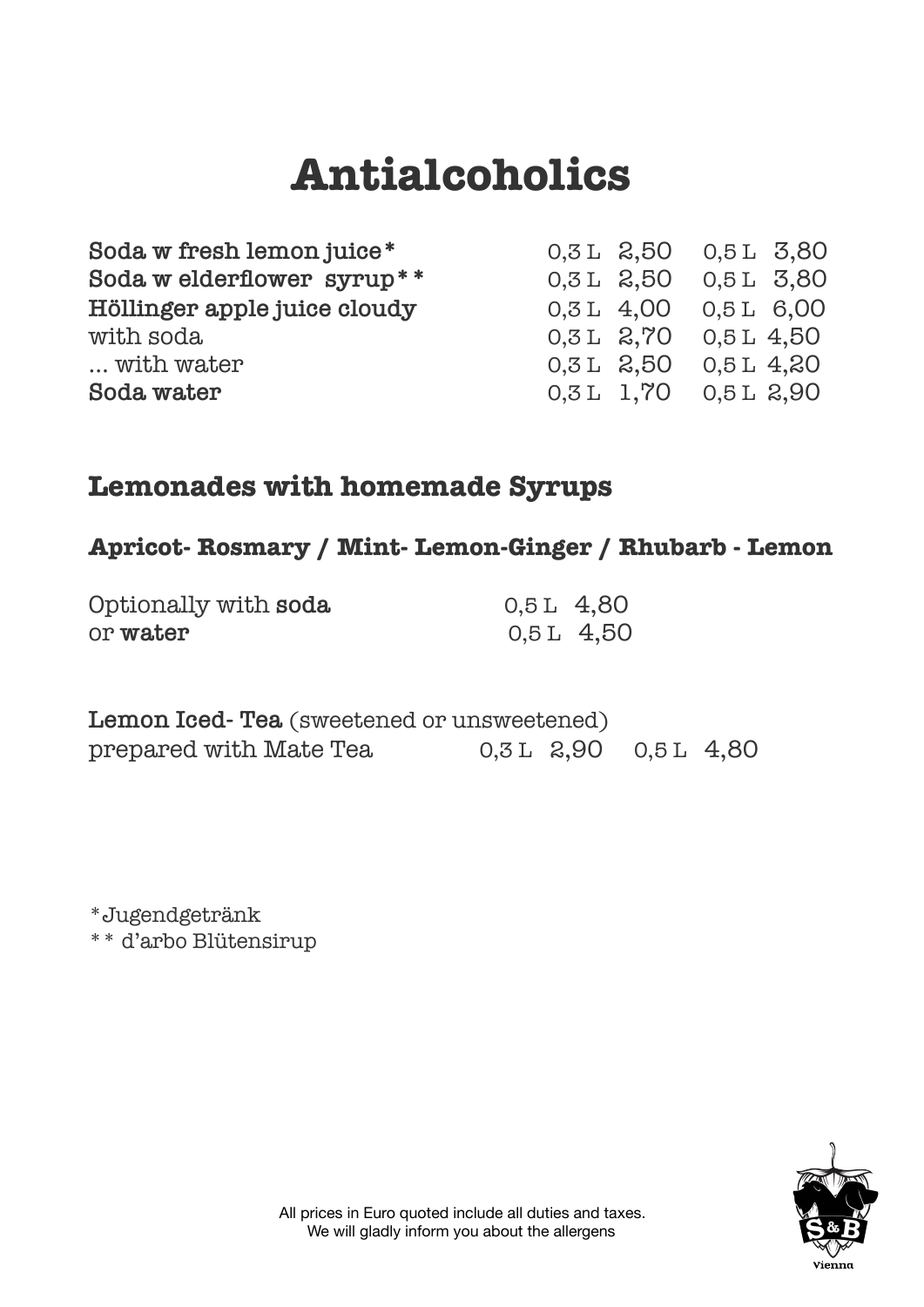# Antialcoholics

| | | |
|---|---|---|
| **Soda w fresh lemon juice*** | 0,3 L 2,50 | 0,5 L 3,80 |
| **Soda w elderflower syrup**** | 0,3 L 2,50 | 0,5 L 3,80 |
| **Höllinger apple juice cloudy** | 0,3 L 4,00 | 0,5 L 6,00 |
| with soda | 0,3 L 2,70 | 0,5 L 4,50 |
| ... with water | 0,3 L 2,50 | 0,5 L 4,20 |
| **Soda water** | 0,3 L 1,70 | 0,5 L 2,90 |

## Lemonades with homemade Syrups

### Apricot- Rosmary / Mint- Lemon-Ginger / Rhubarb - Lemon

| | |
|---|---|
| Optionally with **soda** | 0,5 L 4,80 |
| or **water** | 0,5 L 4,50 |

**Lemon Iced- Tea** (sweetened or unsweetened)
prepared with Mate Tea 0,3 L 2,90 0,5 L 4,80

*Jugendgetränk
** d'arbo Blütensirup

All prices in Euro quoted include all duties and taxes.
We will gladly inform you about the allergens

S&B Vienna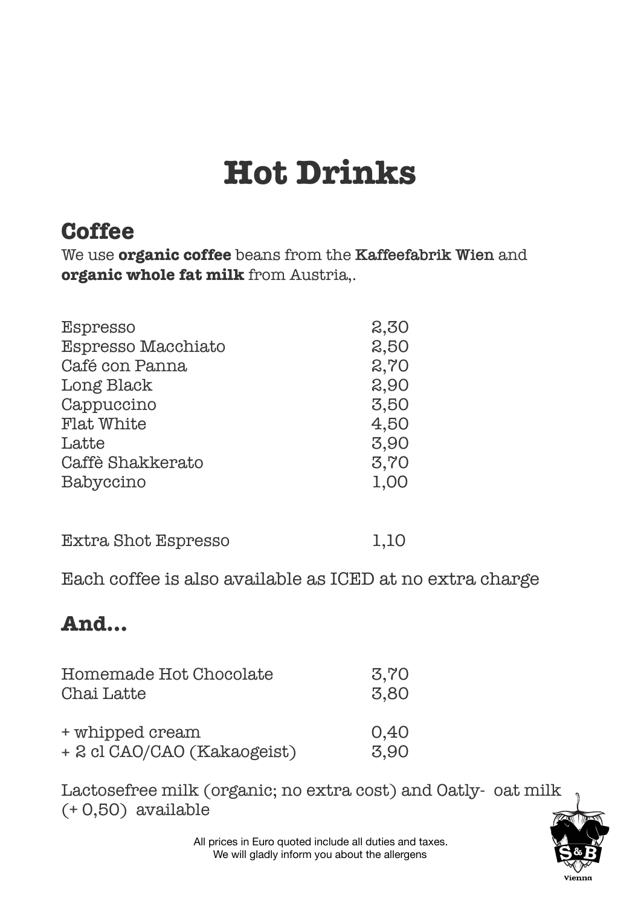# Hot Drinks

## Coffee

We use **organic coffee** beans from the **Kaffeefabrik Wien** and **organic whole fat milk** from Austria,.

| | |
|---|---|
| Espresso | 2,30 |
| Espresso Macchiato | 2,50 |
| Café con Panna | 2,70 |
| Long Black | 2,90 |
| Cappuccino | 3,50 |
| Flat White | 4,50 |
| Latte | 3,90 |
| Caffè Shakkerato | 3,70 |
| Babyccino | 1,00 |

| | |
|---|---|
| Extra Shot Espresso | 1,10 |

Each coffee is also available as ICED at no extra charge

## And...

| | |
|---|---|
| Homemade Hot Chocolate | 3,70 |
| Chai Latte | 3,80 |

| | |
|---|---|
| + whipped cream | 0,40 |
| + 2 cl CAO/CAO (Kakaogeist) | 3,90 |

Lactosefree milk (organic; no extra cost) and Oatly- oat milk (+ 0,50) available

All prices in Euro quoted include all duties and taxes.
We will gladly inform you about the allergens

S&B Vienna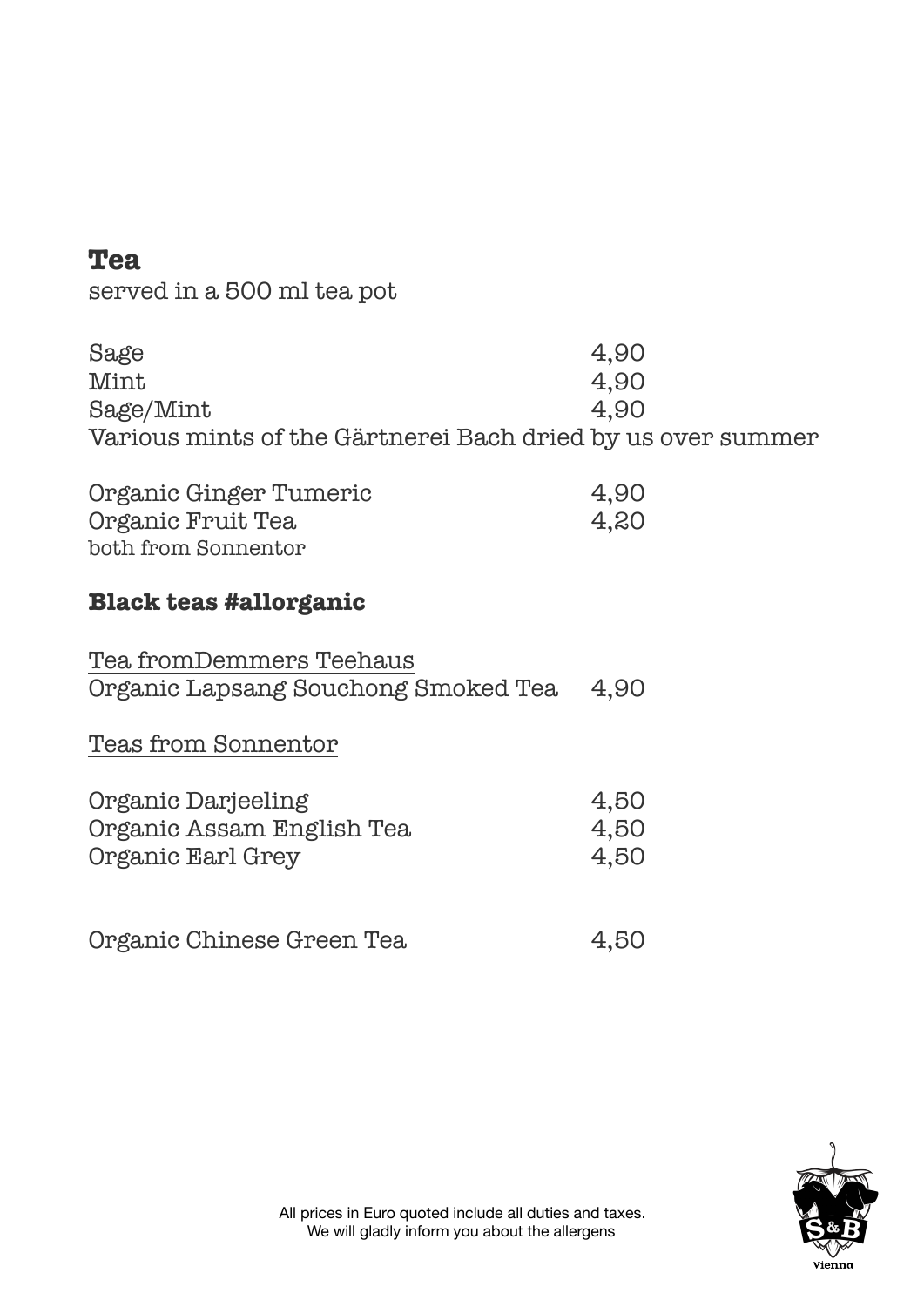## Tea

served in a 500 ml tea pot

| | |
|---|---|
| Sage | 4,90 |
| Mint | 4,90 |
| Sage/Mint | 4,90 |

Various mints of the Gärtnerei Bach dried by us over summer

| | |
|---|---|
| Organic Ginger Tumeric | 4,90 |
| Organic Fruit Tea | 4,20 |

both from Sonnentor

## Black teas #allorganic

Tea fromDemmers Teehaus

| | |
|---|---|
| Organic Lapsang Souchong Smoked Tea | 4,90 |

Teas from Sonnentor

| | |
|---|---|
| Organic Darjeeling | 4,50 |
| Organic Assam English Tea | 4,50 |
| Organic Earl Grey | 4,50 |

| | |
|---|---|
| Organic Chinese Green Tea | 4,50 |

All prices in Euro quoted include all duties and taxes.
We will gladly inform you about the allergens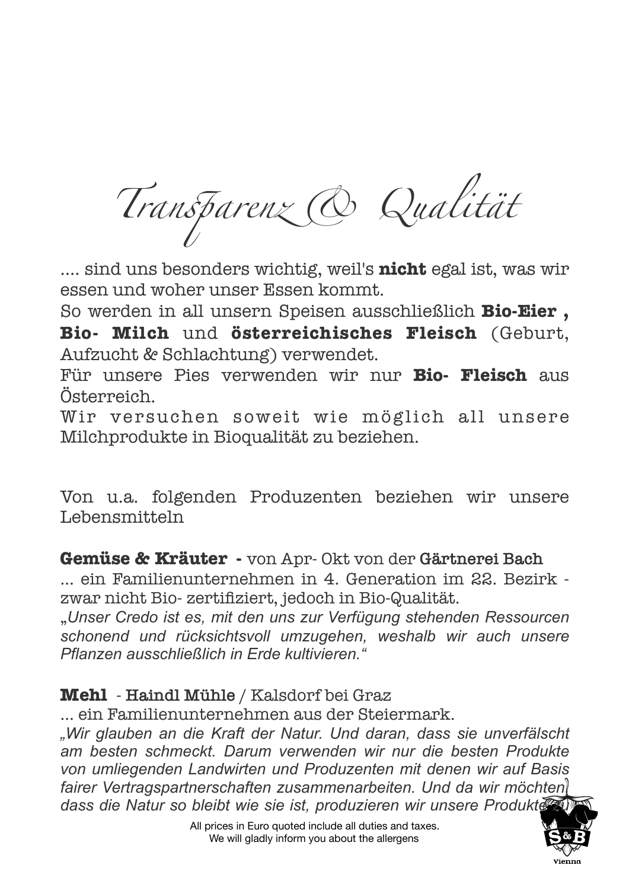# Transparenz & Qualität

.... sind uns besonders wichtig, weil's **nicht** egal ist, was wir essen und woher unser Essen kommt.
So werden in all unsern Speisen ausschließlich **Bio-Eier ,** **Bio- Milch** und **österreichisches Fleisch** (Geburt, Aufzucht & Schlachtung) verwendet.
Für unsere Pies verwenden wir nur **Bio- Fleisch** aus Österreich.
Wir versuchen soweit wie möglich all unsere Milchprodukte in Bioqualität zu beziehen.

Von u.a. folgenden Produzenten beziehen wir unsere Lebensmitteln

**Gemüse & Kräuter -** von Apr- Okt von der Gärtnerei Bach
... ein Familienunternehmen in 4. Generation im 22. Bezirk - zwar nicht Bio- zertifiziert, jedoch in Bio-Qualität.
*„Unser Credo ist es, mit den uns zur Verfügung stehenden Ressourcen schonend und rücksichtsvoll umzugehen, weshalb wir auch unsere Pflanzen ausschließlich in Erde kultivieren."*

**Mehl** - Haindl Mühle / Kalsdorf bei Graz
... ein Familienunternehmen aus der Steiermark.
*„Wir glauben an die Kraft der Natur. Und daran, dass sie unverfälscht am besten schmeckt. Darum verwenden wir nur die besten Produkte von umliegenden Landwirten und Produzenten mit denen wir auf Basis fairer Vertragspartnerschaften zusammenarbeiten. Und da wir möchten, dass die Natur so bleibt wie sie ist, produzieren wir unsere Produkte*

All prices in Euro quoted include all duties and taxes.
We will gladly inform you about the allergens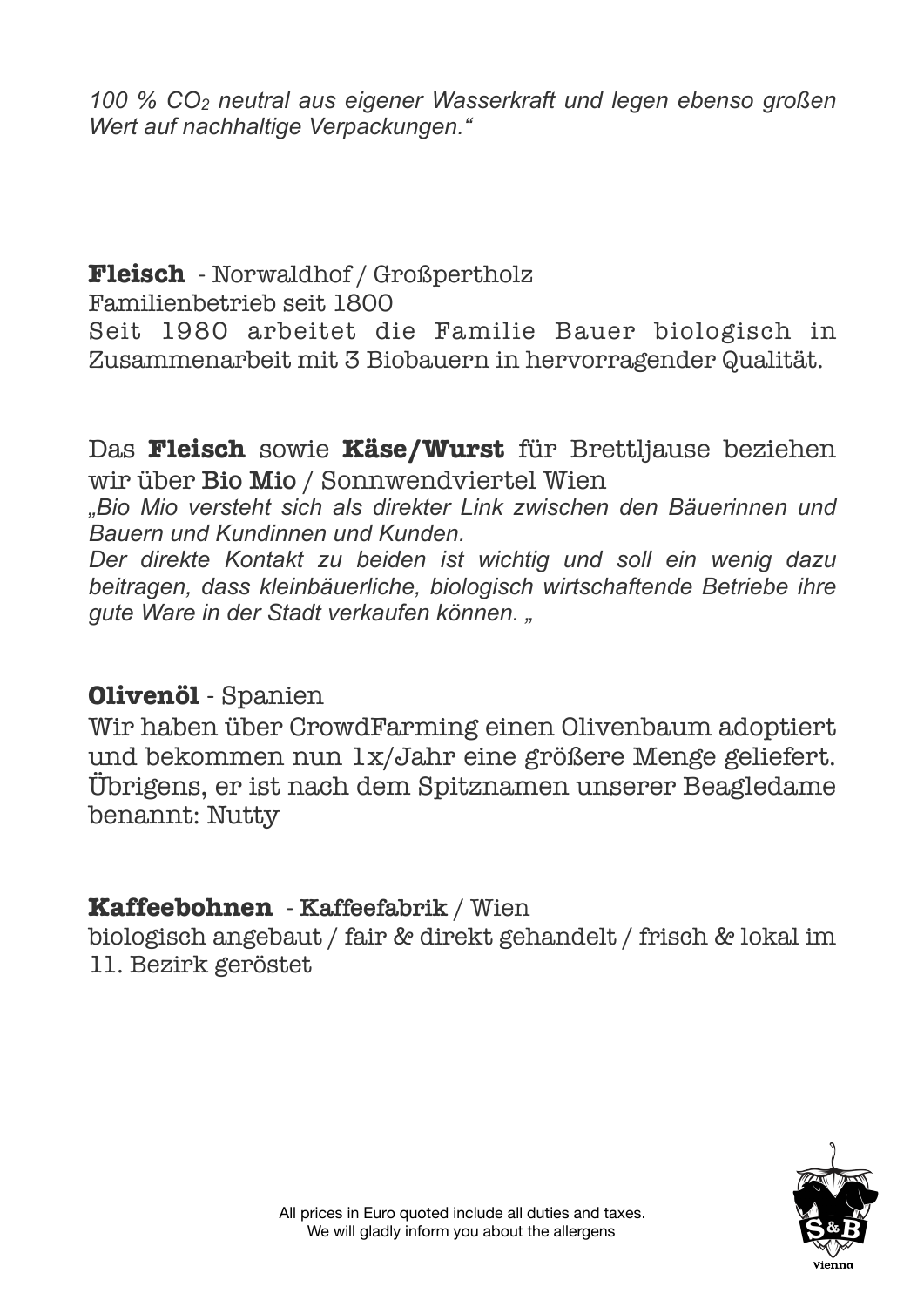*100 % $CO_2$ neutral aus eigener Wasserkraft und legen ebenso großen Wert auf nachhaltige Verpackungen."*

**Fleisch** - Norwaldhof / Großpertholz
Familienbetrieb seit 1800
Seit 1980 arbeitet die Familie Bauer biologisch in Zusammenarbeit mit 3 Biobauern in hervorragender Qualität.

Das **Fleisch** sowie **Käse/Wurst** für Brettljause beziehen wir über Bio Mio / Sonnwendviertel Wien
*„Bio Mio versteht sich als direkter Link zwischen den Bäuerinnen und Bauern und Kundinnen und Kunden.*
*Der direkte Kontakt zu beiden ist wichtig und soll ein wenig dazu beitragen, dass kleinbäuerliche, biologisch wirtschaftende Betriebe ihre gute Ware in der Stadt verkaufen können. „*

**Olivenöl** - Spanien
Wir haben über CrowdFarming einen Olivenbaum adoptiert und bekommen nun 1x/Jahr eine größere Menge geliefert. Übrigens, er ist nach dem Spitznamen unserer Beagledame benannt: Nutty

**Kaffeebohnen** - Kaffeefabrik / Wien
biologisch angebaut / fair & direkt gehandelt / frisch & lokal im 11. Bezirk geröstet

All prices in Euro quoted include all duties and taxes.
We will gladly inform you about the allergens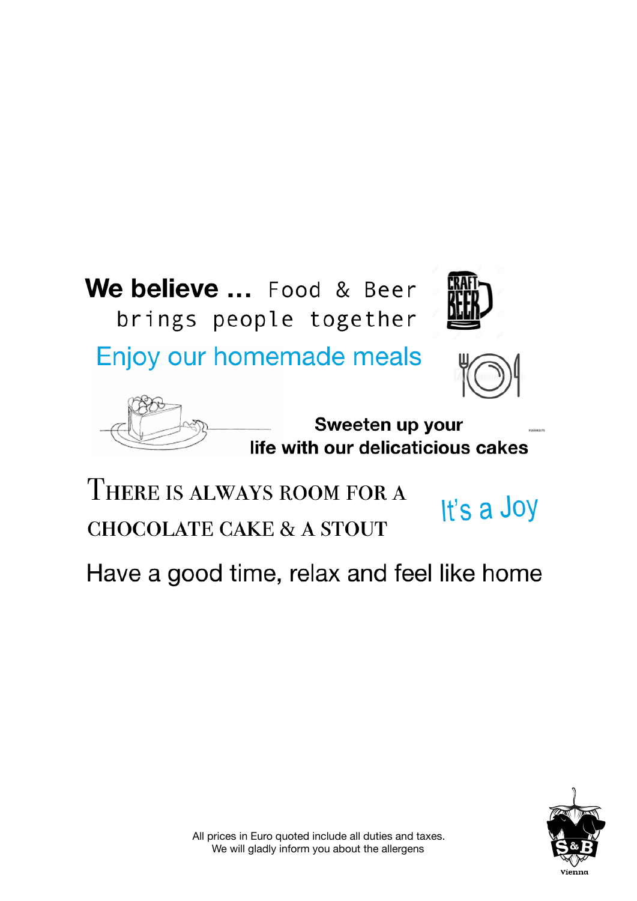**We believe …** Food & Beer brings people together

Enjoy our homemade meals

**Sweeten up your life with our delicaticious cakes**

THERE IS ALWAYS ROOM FOR A CHOCOLATE CAKE & A STOUT

It's a Joy

Have a good time, relax and feel like home

All prices in Euro quoted include all duties and taxes.
We will gladly inform you about the allergens